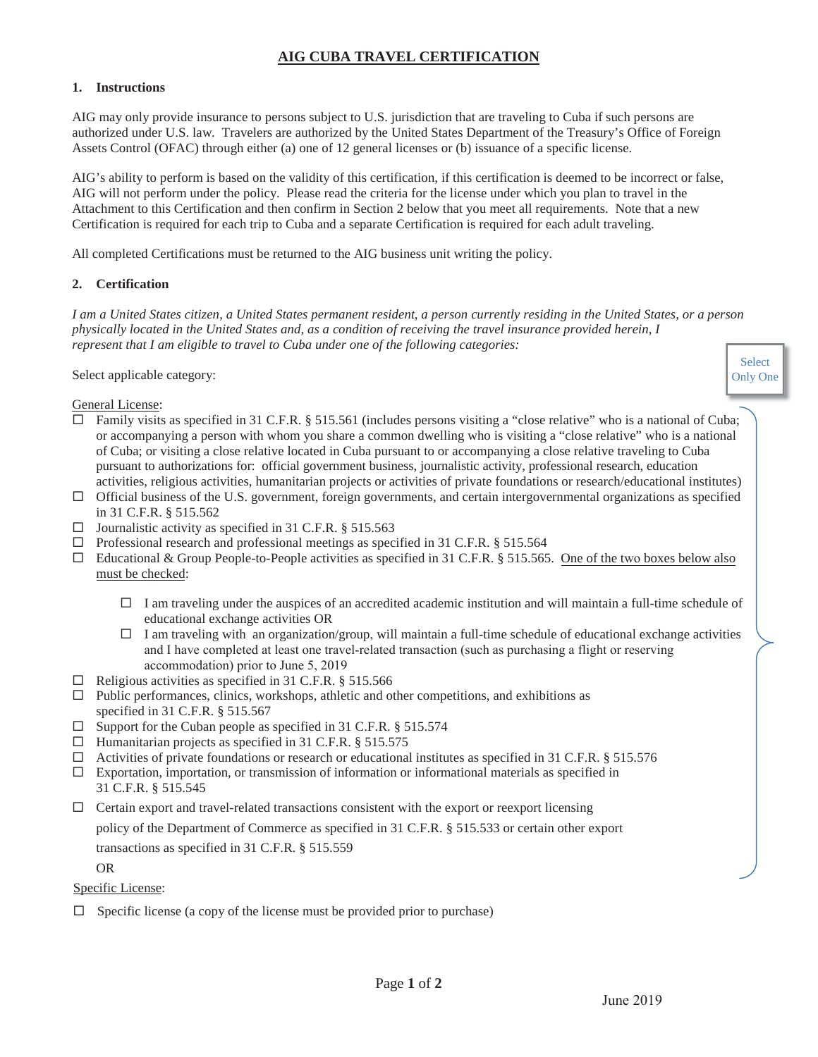# AIG CUBA TRAVEL CERTIFICATION

## 1. Instructions

AIG may only provide insurance to persons subject to U.S. jurisdiction that are traveling to Cuba if such persons are authorized under U.S. law. Travelers are authorized by the United States Department of the Treasury's Office of Foreign Assets Control (OFAC) through either (a) one of 12 general licenses or (b) issuance of a specific license.

AIG's ability to perform is based on the validity of this certification, if this certification is deemed to be incorrect or false, AIG will not perform under the policy. Please read the criteria for the license under which you plan to travel in the Attachment to this Certification and then confirm in Section 2 below that you meet all requirements. Note that a new Certification is required for each trip to Cuba and a separate Certification is required for each adult traveling.

All completed Certifications must be returned to the AIG business unit writing the policy.

## 2. Certification

*I am a United States citizen, a United States permanent resident, a person currently residing in the United States, or a person physically located in the United States and, as a condition of receiving the travel insurance provided herein, I represent that I am eligible to travel to Cuba under one of the following categories:*

Select applicable category:

Select Only One

General License:

- ☐ Family visits as specified in 31 C.F.R. § 515.561 (includes persons visiting a "close relative" who is a national of Cuba; or accompanying a person with whom you share a common dwelling who is visiting a "close relative" who is a national of Cuba; or visiting a close relative located in Cuba pursuant to or accompanying a close relative traveling to Cuba pursuant to authorizations for: official government business, journalistic activity, professional research, education activities, religious activities, humanitarian projects or activities of private foundations or research/educational institutes)
- ☐ Official business of the U.S. government, foreign governments, and certain intergovernmental organizations as specified in 31 C.F.R. § 515.562
- ☐ Journalistic activity as specified in 31 C.F.R. § 515.563
- ☐ Professional research and professional meetings as specified in 31 C.F.R. § 515.564
- ☐ Educational & Group People-to-People activities as specified in 31 C.F.R. § 515.565. One of the two boxes below also must be checked:
  - ☐ I am traveling under the auspices of an accredited academic institution and will maintain a full-time schedule of educational exchange activities OR
  - ☐ I am traveling with an organization/group, will maintain a full-time schedule of educational exchange activities and I have completed at least one travel-related transaction (such as purchasing a flight or reserving accommodation) prior to June 5, 2019
- ☐ Religious activities as specified in 31 C.F.R. § 515.566
- ☐ Public performances, clinics, workshops, athletic and other competitions, and exhibitions as specified in 31 C.F.R. § 515.567
- ☐ Support for the Cuban people as specified in 31 C.F.R. § 515.574
- ☐ Humanitarian projects as specified in 31 C.F.R. § 515.575
- ☐ Activities of private foundations or research or educational institutes as specified in 31 C.F.R. § 515.576
- ☐ Exportation, importation, or transmission of information or informational materials as specified in 31 C.F.R. § 515.545
- ☐ Certain export and travel-related transactions consistent with the export or reexport licensing policy of the Department of Commerce as specified in 31 C.F.R. § 515.533 or certain other export transactions as specified in 31 C.F.R. § 515.559

OR

Specific License:

- ☐ Specific license (a copy of the license must be provided prior to purchase)

June 2019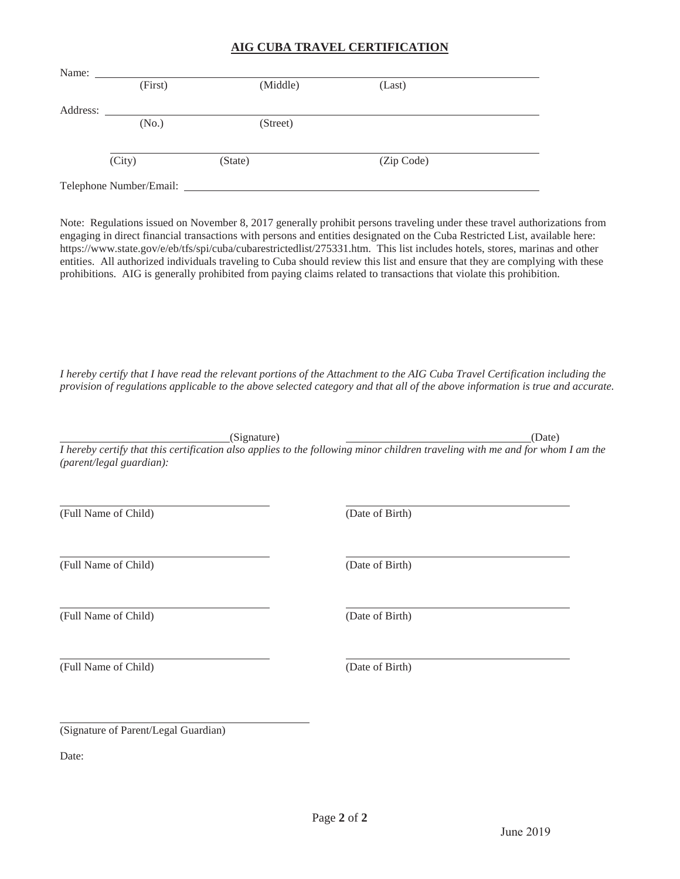## AIG CUBA TRAVEL CERTIFICATION

Name: ______________________________________________
(First) (Middle) (Last)

Address: ______________________________________________
(No.) (Street)

______________________________________________
(City) (State) (Zip Code)

Telephone Number/Email: ______________________________________________

Note: Regulations issued on November 8, 2017 generally prohibit persons traveling under these travel authorizations from engaging in direct financial transactions with persons and entities designated on the Cuba Restricted List, available here: https://www.state.gov/e/eb/tfs/spi/cuba/cubarestrictedlist/275331.htm. This list includes hotels, stores, marinas and other entities. All authorized individuals traveling to Cuba should review this list and ensure that they are complying with these prohibitions. AIG is generally prohibited from paying claims related to transactions that violate this prohibition.

*I hereby certify that I have read the relevant portions of the Attachment to the AIG Cuba Travel Certification including the provision of regulations applicable to the above selected category and that all of the above information is true and accurate.*

______________________________(Signature) ______________________________(Date)

*I hereby certify that this certification also applies to the following minor children traveling with me and for whom I am the (parent/legal guardian):*

______________________________ ______________________________
(Full Name of Child) (Date of Birth)

______________________________ ______________________________
(Full Name of Child) (Date of Birth)

______________________________ ______________________________
(Full Name of Child) (Date of Birth)

______________________________ ______________________________
(Full Name of Child) (Date of Birth)

______________________________
(Signature of Parent/Legal Guardian)

Date:

June 2019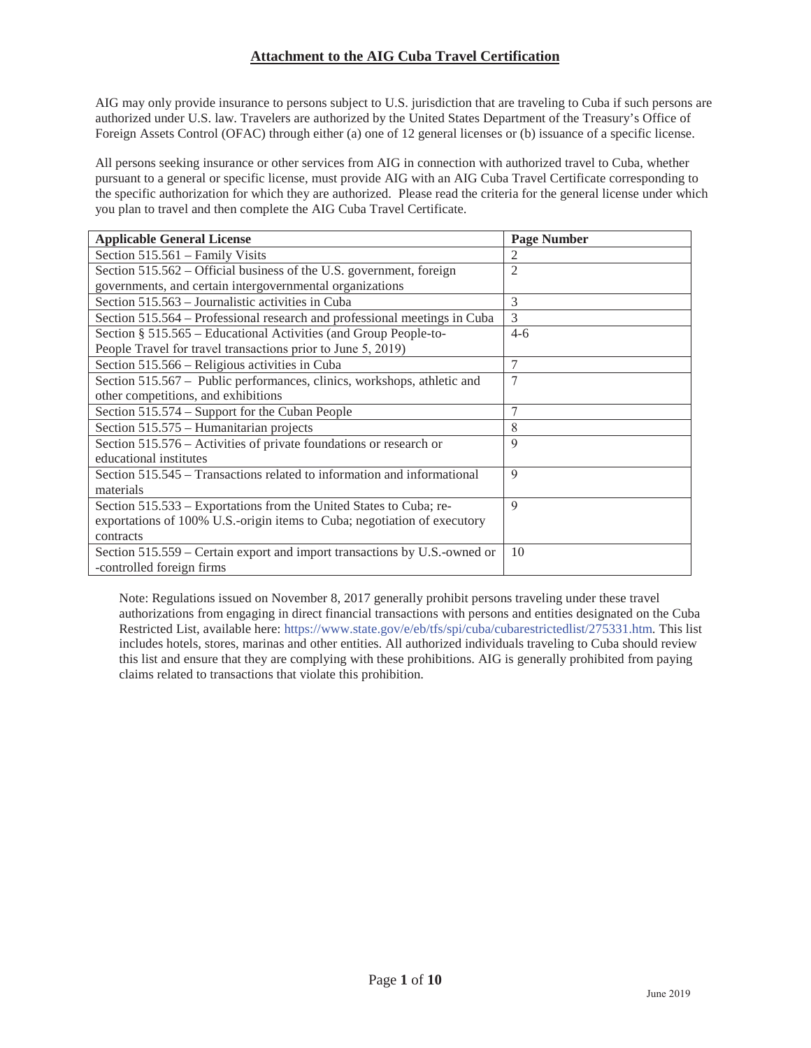## Attachment to the AIG Cuba Travel Certification

AIG may only provide insurance to persons subject to U.S. jurisdiction that are traveling to Cuba if such persons are authorized under U.S. law. Travelers are authorized by the United States Department of the Treasury's Office of Foreign Assets Control (OFAC) through either (a) one of 12 general licenses or (b) issuance of a specific license.

All persons seeking insurance or other services from AIG in connection with authorized travel to Cuba, whether pursuant to a general or specific license, must provide AIG with an AIG Cuba Travel Certificate corresponding to the specific authorization for which they are authorized. Please read the criteria for the general license under which you plan to travel and then complete the AIG Cuba Travel Certificate.

| Applicable General License | Page Number |
|---|---|
| Section 515.561 – Family Visits | 2 |
| Section 515.562 – Official business of the U.S. government, foreign governments, and certain intergovernmental organizations | 2 |
| Section 515.563 – Journalistic activities in Cuba | 3 |
| Section 515.564 – Professional research and professional meetings in Cuba | 3 |
| Section § 515.565 – Educational Activities (and Group People-to-People Travel for travel transactions prior to June 5, 2019) | 4-6 |
| Section 515.566 – Religious activities in Cuba | 7 |
| Section 515.567 – Public performances, clinics, workshops, athletic and other competitions, and exhibitions | 7 |
| Section 515.574 – Support for the Cuban People | 7 |
| Section 515.575 – Humanitarian projects | 8 |
| Section 515.576 – Activities of private foundations or research or educational institutes | 9 |
| Section 515.545 – Transactions related to information and informational materials | 9 |
| Section 515.533 – Exportations from the United States to Cuba; re-exportations of 100% U.S.-origin items to Cuba; negotiation of executory contracts | 9 |
| Section 515.559 – Certain export and import transactions by U.S.-owned or -controlled foreign firms | 10 |

Note: Regulations issued on November 8, 2017 generally prohibit persons traveling under these travel authorizations from engaging in direct financial transactions with persons and entities designated on the Cuba Restricted List, available here: https://www.state.gov/e/eb/tfs/spi/cuba/cubarestrictedlist/275331.htm. This list includes hotels, stores, marinas and other entities. All authorized individuals traveling to Cuba should review this list and ensure that they are complying with these prohibitions. AIG is generally prohibited from paying claims related to transactions that violate this prohibition.

June 2019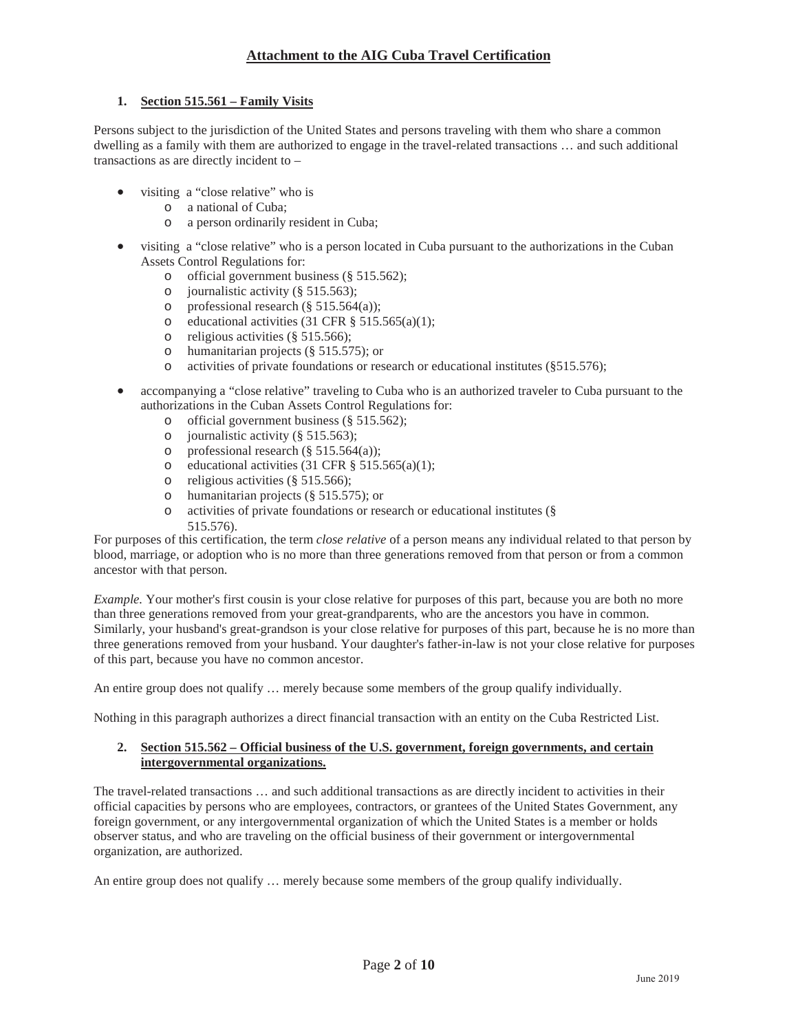## Attachment to the AIG Cuba Travel Certification

1. **Section 515.561 – Family Visits**

Persons subject to the jurisdiction of the United States and persons traveling with them who share a common dwelling as a family with them are authorized to engage in the travel-related transactions … and such additional transactions as are directly incident to –

- visiting a "close relative" who is
  - a national of Cuba;
  - a person ordinarily resident in Cuba;
- visiting a "close relative" who is a person located in Cuba pursuant to the authorizations in the Cuban Assets Control Regulations for:
  - official government business (§ 515.562);
  - journalistic activity (§ 515.563);
  - professional research (§ 515.564(a));
  - educational activities (31 CFR § 515.565(a)(1);
  - religious activities (§ 515.566);
  - humanitarian projects (§ 515.575); or
  - activities of private foundations or research or educational institutes (§515.576);
- accompanying a "close relative" traveling to Cuba who is an authorized traveler to Cuba pursuant to the authorizations in the Cuban Assets Control Regulations for:
  - official government business (§ 515.562);
  - journalistic activity (§ 515.563);
  - professional research (§ 515.564(a));
  - educational activities (31 CFR § 515.565(a)(1);
  - religious activities (§ 515.566);
  - humanitarian projects (§ 515.575); or
  - activities of private foundations or research or educational institutes (§ 515.576).

For purposes of this certification, the term *close relative* of a person means any individual related to that person by blood, marriage, or adoption who is no more than three generations removed from that person or from a common ancestor with that person.

*Example.* Your mother's first cousin is your close relative for purposes of this part, because you are both no more than three generations removed from your great-grandparents, who are the ancestors you have in common. Similarly, your husband's great-grandson is your close relative for purposes of this part, because he is no more than three generations removed from your husband. Your daughter's father-in-law is not your close relative for purposes of this part, because you have no common ancestor.

An entire group does not qualify … merely because some members of the group qualify individually.

Nothing in this paragraph authorizes a direct financial transaction with an entity on the Cuba Restricted List.

2. **Section 515.562 – Official business of the U.S. government, foreign governments, and certain intergovernmental organizations.**

The travel-related transactions … and such additional transactions as are directly incident to activities in their official capacities by persons who are employees, contractors, or grantees of the United States Government, any foreign government, or any intergovernmental organization of which the United States is a member or holds observer status, and who are traveling on the official business of their government or intergovernmental organization, are authorized.

An entire group does not qualify … merely because some members of the group qualify individually.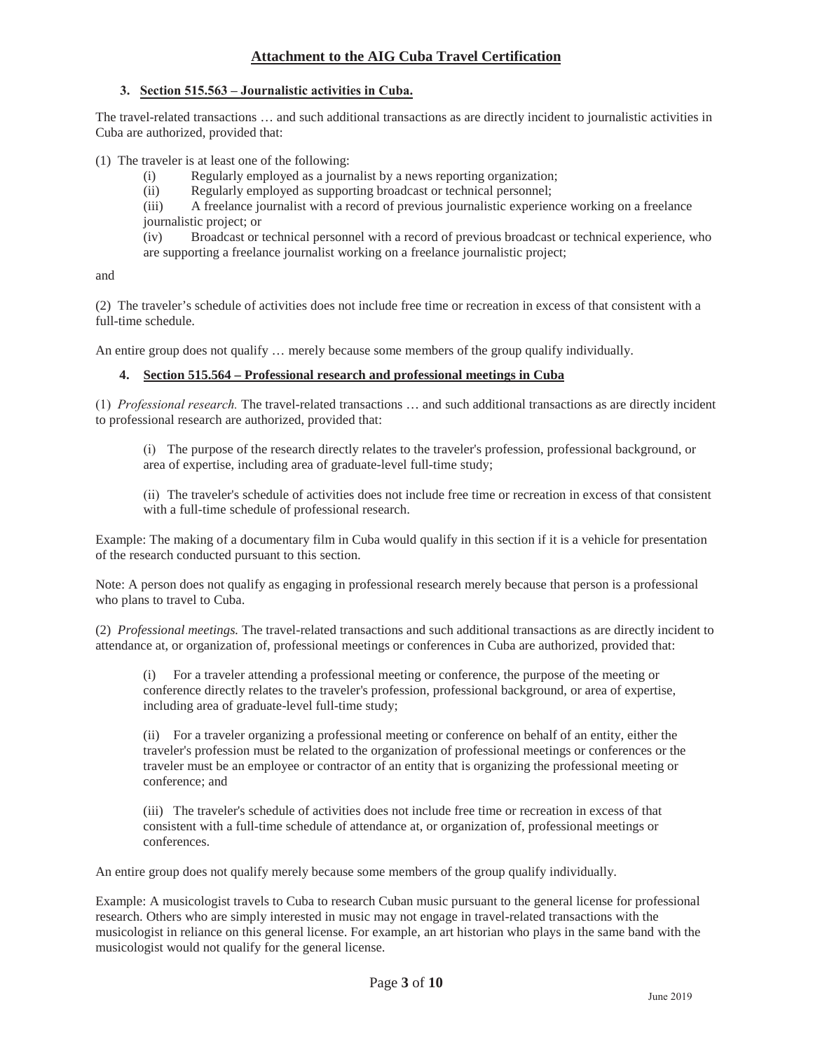## Attachment to the AIG Cuba Travel Certification

### 3. Section 515.563 – Journalistic activities in Cuba.

The travel-related transactions … and such additional transactions as are directly incident to journalistic activities in Cuba are authorized, provided that:

(1) The traveler is at least one of the following:

- (i) Regularly employed as a journalist by a news reporting organization;
- (ii) Regularly employed as supporting broadcast or technical personnel;
- (iii) A freelance journalist with a record of previous journalistic experience working on a freelance journalistic project; or
- (iv) Broadcast or technical personnel with a record of previous broadcast or technical experience, who are supporting a freelance journalist working on a freelance journalistic project;

and

(2) The traveler's schedule of activities does not include free time or recreation in excess of that consistent with a full-time schedule.

An entire group does not qualify … merely because some members of the group qualify individually.

### 4. Section 515.564 – Professional research and professional meetings in Cuba

(1) *Professional research.* The travel-related transactions … and such additional transactions as are directly incident to professional research are authorized, provided that:

(i) The purpose of the research directly relates to the traveler's profession, professional background, or area of expertise, including area of graduate-level full-time study;

(ii) The traveler's schedule of activities does not include free time or recreation in excess of that consistent with a full-time schedule of professional research.

Example: The making of a documentary film in Cuba would qualify in this section if it is a vehicle for presentation of the research conducted pursuant to this section.

Note: A person does not qualify as engaging in professional research merely because that person is a professional who plans to travel to Cuba.

(2) *Professional meetings.* The travel-related transactions and such additional transactions as are directly incident to attendance at, or organization of, professional meetings or conferences in Cuba are authorized, provided that:

(i) For a traveler attending a professional meeting or conference, the purpose of the meeting or conference directly relates to the traveler's profession, professional background, or area of expertise, including area of graduate-level full-time study;

(ii) For a traveler organizing a professional meeting or conference on behalf of an entity, either the traveler's profession must be related to the organization of professional meetings or conferences or the traveler must be an employee or contractor of an entity that is organizing the professional meeting or conference; and

(iii) The traveler's schedule of activities does not include free time or recreation in excess of that consistent with a full-time schedule of attendance at, or organization of, professional meetings or conferences.

An entire group does not qualify merely because some members of the group qualify individually.

Example: A musicologist travels to Cuba to research Cuban music pursuant to the general license for professional research. Others who are simply interested in music may not engage in travel-related transactions with the musicologist in reliance on this general license. For example, an art historian who plays in the same band with the musicologist would not qualify for the general license.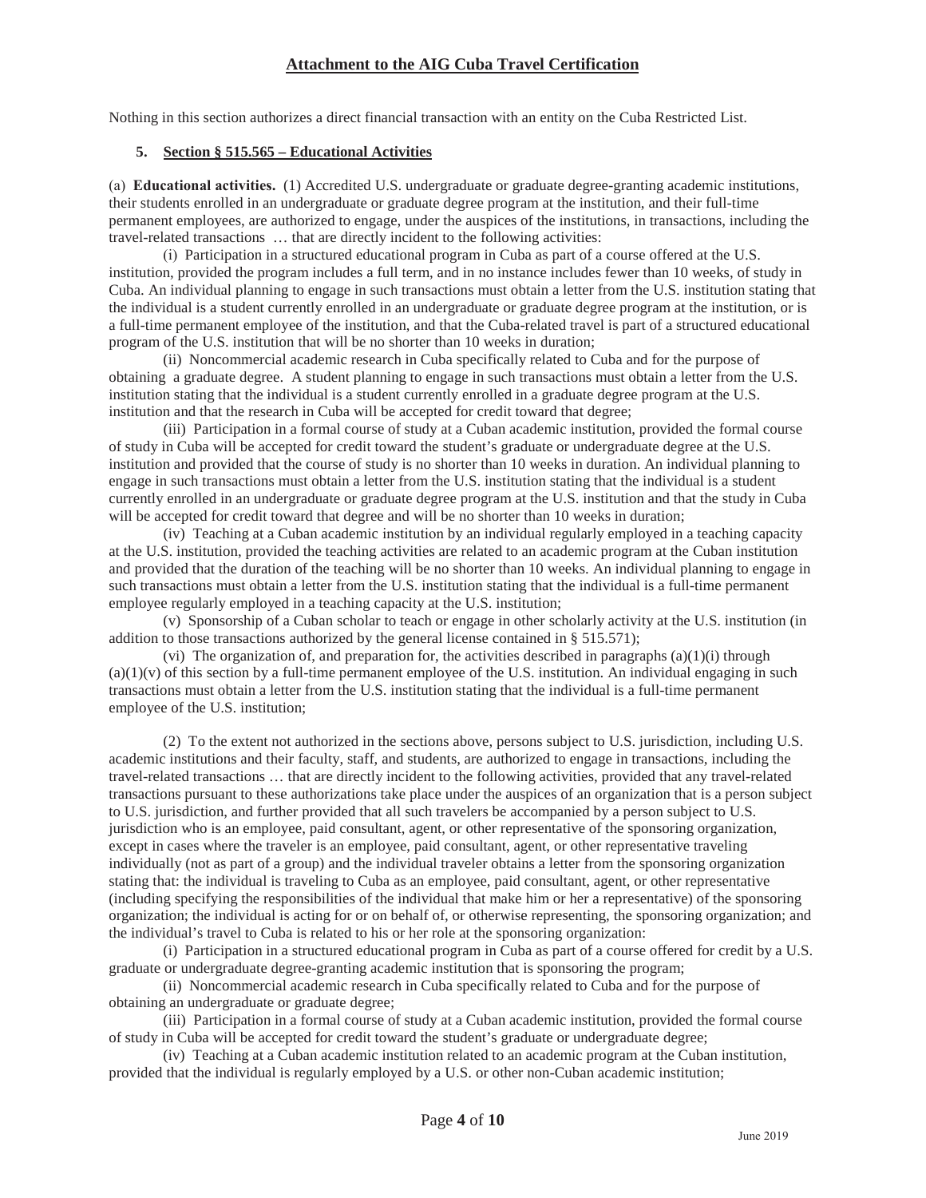Nothing in this section authorizes a direct financial transaction with an entity on the Cuba Restricted List.

### 5. Section § 515.565 – Educational Activities

(a) **Educational activities.** (1) Accredited U.S. undergraduate or graduate degree-granting academic institutions, their students enrolled in an undergraduate or graduate degree program at the institution, and their full-time permanent employees, are authorized to engage, under the auspices of the institutions, in transactions, including the travel-related transactions … that are directly incident to the following activities:

(i) Participation in a structured educational program in Cuba as part of a course offered at the U.S. institution, provided the program includes a full term, and in no instance includes fewer than 10 weeks, of study in Cuba. An individual planning to engage in such transactions must obtain a letter from the U.S. institution stating that the individual is a student currently enrolled in an undergraduate or graduate degree program at the institution, or is a full-time permanent employee of the institution, and that the Cuba-related travel is part of a structured educational program of the U.S. institution that will be no shorter than 10 weeks in duration;

(ii) Noncommercial academic research in Cuba specifically related to Cuba and for the purpose of obtaining a graduate degree. A student planning to engage in such transactions must obtain a letter from the U.S. institution stating that the individual is a student currently enrolled in a graduate degree program at the U.S. institution and that the research in Cuba will be accepted for credit toward that degree;

(iii) Participation in a formal course of study at a Cuban academic institution, provided the formal course of study in Cuba will be accepted for credit toward the student's graduate or undergraduate degree at the U.S. institution and provided that the course of study is no shorter than 10 weeks in duration. An individual planning to engage in such transactions must obtain a letter from the U.S. institution stating that the individual is a student currently enrolled in an undergraduate or graduate degree program at the U.S. institution and that the study in Cuba will be accepted for credit toward that degree and will be no shorter than 10 weeks in duration;

(iv) Teaching at a Cuban academic institution by an individual regularly employed in a teaching capacity at the U.S. institution, provided the teaching activities are related to an academic program at the Cuban institution and provided that the duration of the teaching will be no shorter than 10 weeks. An individual planning to engage in such transactions must obtain a letter from the U.S. institution stating that the individual is a full-time permanent employee regularly employed in a teaching capacity at the U.S. institution;

(v) Sponsorship of a Cuban scholar to teach or engage in other scholarly activity at the U.S. institution (in addition to those transactions authorized by the general license contained in § 515.571);

(vi) The organization of, and preparation for, the activities described in paragraphs (a)(1)(i) through (a)(1)(v) of this section by a full-time permanent employee of the U.S. institution. An individual engaging in such transactions must obtain a letter from the U.S. institution stating that the individual is a full-time permanent employee of the U.S. institution;

(2) To the extent not authorized in the sections above, persons subject to U.S. jurisdiction, including U.S. academic institutions and their faculty, staff, and students, are authorized to engage in transactions, including the travel-related transactions … that are directly incident to the following activities, provided that any travel-related transactions pursuant to these authorizations take place under the auspices of an organization that is a person subject to U.S. jurisdiction, and further provided that all such travelers be accompanied by a person subject to U.S. jurisdiction who is an employee, paid consultant, agent, or other representative of the sponsoring organization, except in cases where the traveler is an employee, paid consultant, agent, or other representative traveling individually (not as part of a group) and the individual traveler obtains a letter from the sponsoring organization stating that: the individual is traveling to Cuba as an employee, paid consultant, agent, or other representative (including specifying the responsibilities of the individual that make him or her a representative) of the sponsoring organization; the individual is acting for or on behalf of, or otherwise representing, the sponsoring organization; and the individual's travel to Cuba is related to his or her role at the sponsoring organization:

(i) Participation in a structured educational program in Cuba as part of a course offered for credit by a U.S. graduate or undergraduate degree-granting academic institution that is sponsoring the program;

(ii) Noncommercial academic research in Cuba specifically related to Cuba and for the purpose of obtaining an undergraduate or graduate degree;

(iii) Participation in a formal course of study at a Cuban academic institution, provided the formal course of study in Cuba will be accepted for credit toward the student's graduate or undergraduate degree;

(iv) Teaching at a Cuban academic institution related to an academic program at the Cuban institution, provided that the individual is regularly employed by a U.S. or other non-Cuban academic institution;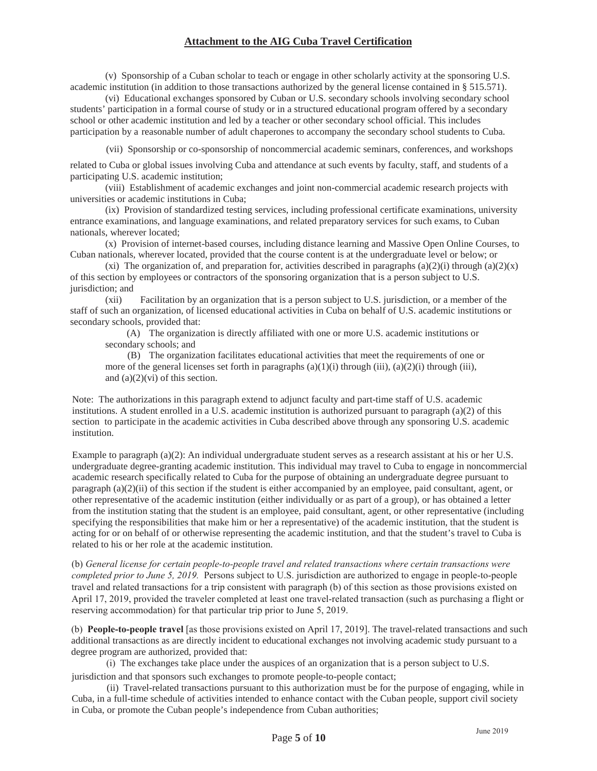(v) Sponsorship of a Cuban scholar to teach or engage in other scholarly activity at the sponsoring U.S. academic institution (in addition to those transactions authorized by the general license contained in § 515.571).

(vi) Educational exchanges sponsored by Cuban or U.S. secondary schools involving secondary school students' participation in a formal course of study or in a structured educational program offered by a secondary school or other academic institution and led by a teacher or other secondary school official. This includes participation by a reasonable number of adult chaperones to accompany the secondary school students to Cuba.

(vii) Sponsorship or co-sponsorship of noncommercial academic seminars, conferences, and workshops related to Cuba or global issues involving Cuba and attendance at such events by faculty, staff, and students of a participating U.S. academic institution;

(viii) Establishment of academic exchanges and joint non-commercial academic research projects with universities or academic institutions in Cuba;

(ix) Provision of standardized testing services, including professional certificate examinations, university entrance examinations, and language examinations, and related preparatory services for such exams, to Cuban nationals, wherever located;

(x) Provision of internet-based courses, including distance learning and Massive Open Online Courses, to Cuban nationals, wherever located, provided that the course content is at the undergraduate level or below; or

(xi) The organization of, and preparation for, activities described in paragraphs (a)(2)(i) through (a)(2)(x) of this section by employees or contractors of the sponsoring organization that is a person subject to U.S. jurisdiction; and

(xii) Facilitation by an organization that is a person subject to U.S. jurisdiction, or a member of the staff of such an organization, of licensed educational activities in Cuba on behalf of U.S. academic institutions or secondary schools, provided that:

(A) The organization is directly affiliated with one or more U.S. academic institutions or secondary schools; and

(B) The organization facilitates educational activities that meet the requirements of one or more of the general licenses set forth in paragraphs (a)(1)(i) through (iii), (a)(2)(i) through (iii), and (a)(2)(vi) of this section.

Note: The authorizations in this paragraph extend to adjunct faculty and part-time staff of U.S. academic institutions. A student enrolled in a U.S. academic institution is authorized pursuant to paragraph (a)(2) of this section to participate in the academic activities in Cuba described above through any sponsoring U.S. academic institution.

Example to paragraph (a)(2): An individual undergraduate student serves as a research assistant at his or her U.S. undergraduate degree-granting academic institution. This individual may travel to Cuba to engage in noncommercial academic research specifically related to Cuba for the purpose of obtaining an undergraduate degree pursuant to paragraph (a)(2)(ii) of this section if the student is either accompanied by an employee, paid consultant, agent, or other representative of the academic institution (either individually or as part of a group), or has obtained a letter from the institution stating that the student is an employee, paid consultant, agent, or other representative (including specifying the responsibilities that make him or her a representative) of the academic institution, that the student is acting for or on behalf of or otherwise representing the academic institution, and that the student's travel to Cuba is related to his or her role at the academic institution.

(b) *General license for certain people-to-people travel and related transactions where certain transactions were completed prior to June 5, 2019.* Persons subject to U.S. jurisdiction are authorized to engage in people-to-people travel and related transactions for a trip consistent with paragraph (b) of this section as those provisions existed on April 17, 2019, provided the traveler completed at least one travel-related transaction (such as purchasing a flight or reserving accommodation) for that particular trip prior to June 5, 2019.

(b) **People-to-people travel** [as those provisions existed on April 17, 2019]. The travel-related transactions and such additional transactions as are directly incident to educational exchanges not involving academic study pursuant to a degree program are authorized, provided that:

(i) The exchanges take place under the auspices of an organization that is a person subject to U.S. jurisdiction and that sponsors such exchanges to promote people-to-people contact;

(ii) Travel-related transactions pursuant to this authorization must be for the purpose of engaging, while in Cuba, in a full-time schedule of activities intended to enhance contact with the Cuban people, support civil society in Cuba, or promote the Cuban people's independence from Cuban authorities;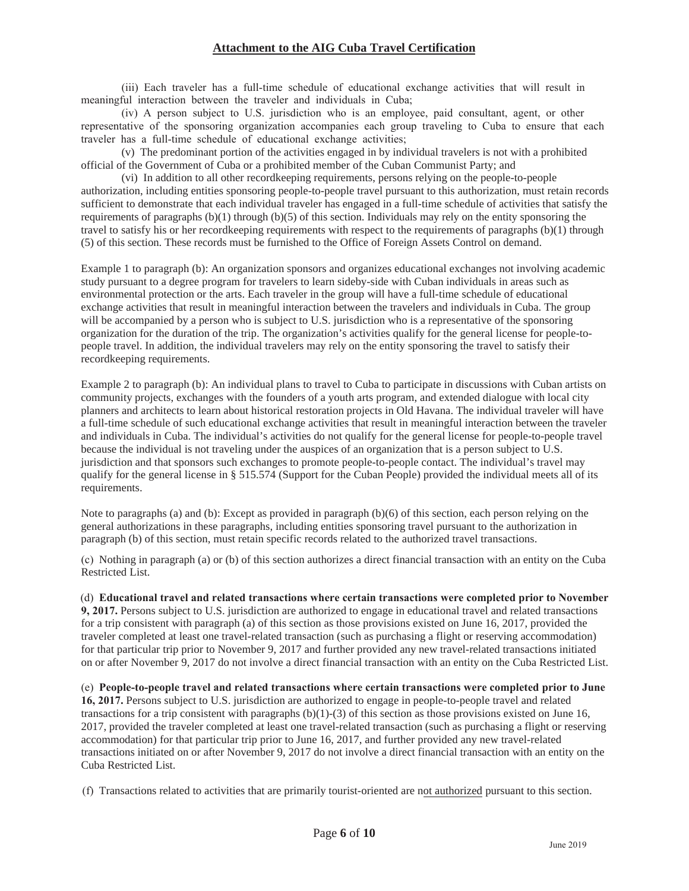(iii) Each traveler has a full-time schedule of educational exchange activities that will result in meaningful interaction between the traveler and individuals in Cuba;

(iv) A person subject to U.S. jurisdiction who is an employee, paid consultant, agent, or other representative of the sponsoring organization accompanies each group traveling to Cuba to ensure that each traveler has a full-time schedule of educational exchange activities;

(v) The predominant portion of the activities engaged in by individual travelers is not with a prohibited official of the Government of Cuba or a prohibited member of the Cuban Communist Party; and

(vi) In addition to all other recordkeeping requirements, persons relying on the people-to-people authorization, including entities sponsoring people-to-people travel pursuant to this authorization, must retain records sufficient to demonstrate that each individual traveler has engaged in a full-time schedule of activities that satisfy the requirements of paragraphs (b)(1) through (b)(5) of this section. Individuals may rely on the entity sponsoring the travel to satisfy his or her recordkeeping requirements with respect to the requirements of paragraphs (b)(1) through (5) of this section. These records must be furnished to the Office of Foreign Assets Control on demand.

Example 1 to paragraph (b): An organization sponsors and organizes educational exchanges not involving academic study pursuant to a degree program for travelers to learn sideby-side with Cuban individuals in areas such as environmental protection or the arts. Each traveler in the group will have a full-time schedule of educational exchange activities that result in meaningful interaction between the travelers and individuals in Cuba. The group will be accompanied by a person who is subject to U.S. jurisdiction who is a representative of the sponsoring organization for the duration of the trip. The organization's activities qualify for the general license for people-to-people travel. In addition, the individual travelers may rely on the entity sponsoring the travel to satisfy their recordkeeping requirements.

Example 2 to paragraph (b): An individual plans to travel to Cuba to participate in discussions with Cuban artists on community projects, exchanges with the founders of a youth arts program, and extended dialogue with local city planners and architects to learn about historical restoration projects in Old Havana. The individual traveler will have a full-time schedule of such educational exchange activities that result in meaningful interaction between the traveler and individuals in Cuba. The individual's activities do not qualify for the general license for people-to-people travel because the individual is not traveling under the auspices of an organization that is a person subject to U.S. jurisdiction and that sponsors such exchanges to promote people-to-people contact. The individual's travel may qualify for the general license in § 515.574 (Support for the Cuban People) provided the individual meets all of its requirements.

Note to paragraphs (a) and (b): Except as provided in paragraph (b)(6) of this section, each person relying on the general authorizations in these paragraphs, including entities sponsoring travel pursuant to the authorization in paragraph (b) of this section, must retain specific records related to the authorized travel transactions.

(c) Nothing in paragraph (a) or (b) of this section authorizes a direct financial transaction with an entity on the Cuba Restricted List.

(d) **Educational travel and related transactions where certain transactions were completed prior to November 9, 2017.** Persons subject to U.S. jurisdiction are authorized to engage in educational travel and related transactions for a trip consistent with paragraph (a) of this section as those provisions existed on June 16, 2017, provided the traveler completed at least one travel-related transaction (such as purchasing a flight or reserving accommodation) for that particular trip prior to November 9, 2017 and further provided any new travel-related transactions initiated on or after November 9, 2017 do not involve a direct financial transaction with an entity on the Cuba Restricted List.

(e) **People-to-people travel and related transactions where certain transactions were completed prior to June 16, 2017.** Persons subject to U.S. jurisdiction are authorized to engage in people-to-people travel and related transactions for a trip consistent with paragraphs (b)(1)-(3) of this section as those provisions existed on June 16, 2017, provided the traveler completed at least one travel-related transaction (such as purchasing a flight or reserving accommodation) for that particular trip prior to June 16, 2017, and further provided any new travel-related transactions initiated on or after November 9, 2017 do not involve a direct financial transaction with an entity on the Cuba Restricted List.

(f) Transactions related to activities that are primarily tourist-oriented are not authorized pursuant to this section.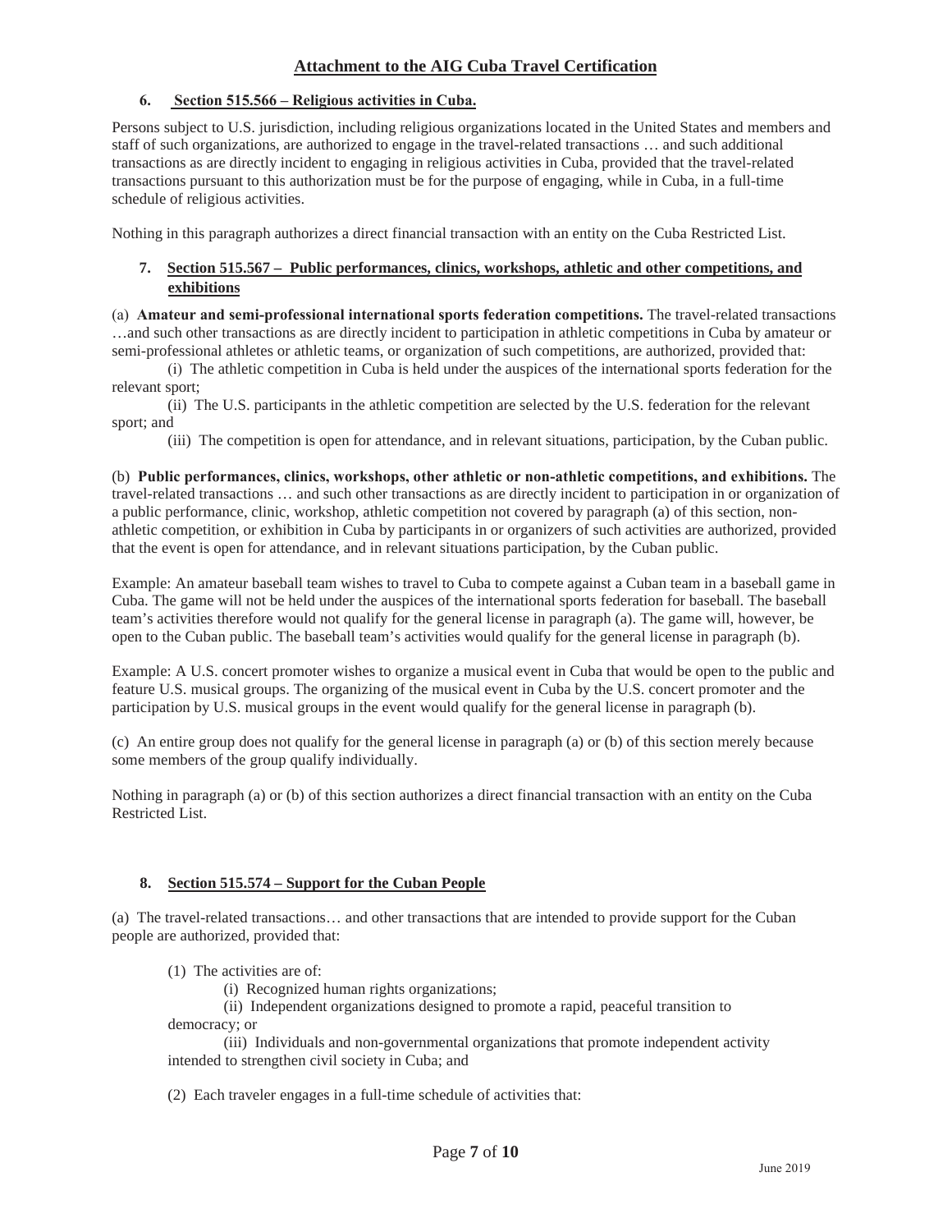## Attachment to the AIG Cuba Travel Certification

### 6. Section 515.566 – Religious activities in Cuba.

Persons subject to U.S. jurisdiction, including religious organizations located in the United States and members and staff of such organizations, are authorized to engage in the travel-related transactions … and such additional transactions as are directly incident to engaging in religious activities in Cuba, provided that the travel-related transactions pursuant to this authorization must be for the purpose of engaging, while in Cuba, in a full-time schedule of religious activities.

Nothing in this paragraph authorizes a direct financial transaction with an entity on the Cuba Restricted List.

### 7. Section 515.567 – Public performances, clinics, workshops, athletic and other competitions, and exhibitions

(a) **Amateur and semi-professional international sports federation competitions.** The travel-related transactions …and such other transactions as are directly incident to participation in athletic competitions in Cuba by amateur or semi-professional athletes or athletic teams, or organization of such competitions, are authorized, provided that:

(i) The athletic competition in Cuba is held under the auspices of the international sports federation for the relevant sport;

(ii) The U.S. participants in the athletic competition are selected by the U.S. federation for the relevant sport; and

(iii) The competition is open for attendance, and in relevant situations, participation, by the Cuban public.

(b) **Public performances, clinics, workshops, other athletic or non-athletic competitions, and exhibitions.** The travel-related transactions … and such other transactions as are directly incident to participation in or organization of a public performance, clinic, workshop, athletic competition not covered by paragraph (a) of this section, non-athletic competition, or exhibition in Cuba by participants in or organizers of such activities are authorized, provided that the event is open for attendance, and in relevant situations participation, by the Cuban public.

Example: An amateur baseball team wishes to travel to Cuba to compete against a Cuban team in a baseball game in Cuba. The game will not be held under the auspices of the international sports federation for baseball. The baseball team's activities therefore would not qualify for the general license in paragraph (a). The game will, however, be open to the Cuban public. The baseball team's activities would qualify for the general license in paragraph (b).

Example: A U.S. concert promoter wishes to organize a musical event in Cuba that would be open to the public and feature U.S. musical groups. The organizing of the musical event in Cuba by the U.S. concert promoter and the participation by U.S. musical groups in the event would qualify for the general license in paragraph (b).

(c) An entire group does not qualify for the general license in paragraph (a) or (b) of this section merely because some members of the group qualify individually.

Nothing in paragraph (a) or (b) of this section authorizes a direct financial transaction with an entity on the Cuba Restricted List.

### 8. Section 515.574 – Support for the Cuban People

(a) The travel-related transactions… and other transactions that are intended to provide support for the Cuban people are authorized, provided that:

(1) The activities are of:

(i) Recognized human rights organizations;

(ii) Independent organizations designed to promote a rapid, peaceful transition to democracy; or

(iii) Individuals and non-governmental organizations that promote independent activity intended to strengthen civil society in Cuba; and

(2) Each traveler engages in a full-time schedule of activities that: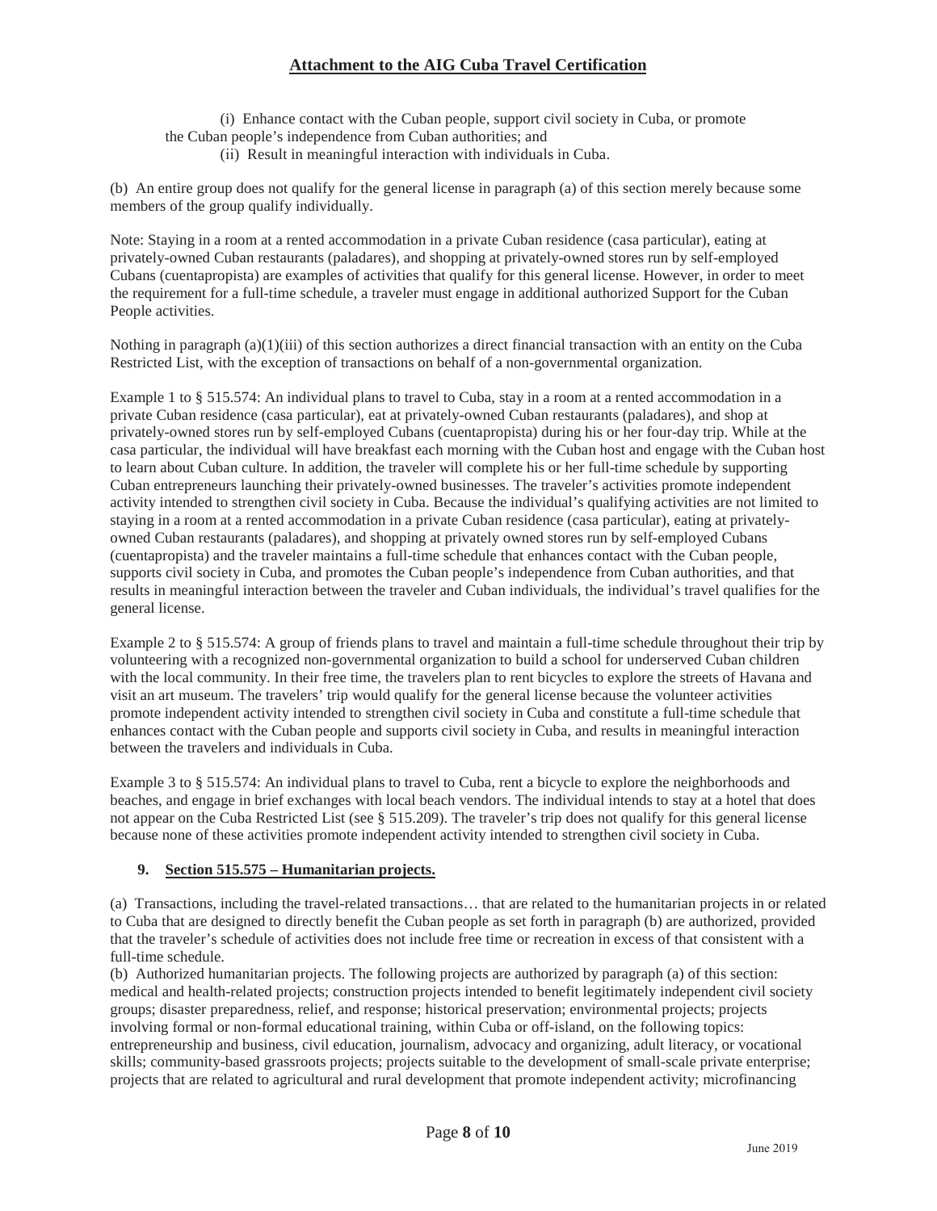(i) Enhance contact with the Cuban people, support civil society in Cuba, or promote the Cuban people's independence from Cuban authorities; and

(ii) Result in meaningful interaction with individuals in Cuba.

(b) An entire group does not qualify for the general license in paragraph (a) of this section merely because some members of the group qualify individually.

Note: Staying in a room at a rented accommodation in a private Cuban residence (casa particular), eating at privately-owned Cuban restaurants (paladares), and shopping at privately-owned stores run by self-employed Cubans (cuentapropista) are examples of activities that qualify for this general license. However, in order to meet the requirement for a full-time schedule, a traveler must engage in additional authorized Support for the Cuban People activities.

Nothing in paragraph (a)(1)(iii) of this section authorizes a direct financial transaction with an entity on the Cuba Restricted List, with the exception of transactions on behalf of a non-governmental organization.

Example 1 to § 515.574: An individual plans to travel to Cuba, stay in a room at a rented accommodation in a private Cuban residence (casa particular), eat at privately-owned Cuban restaurants (paladares), and shop at privately-owned stores run by self-employed Cubans (cuentapropista) during his or her four-day trip. While at the casa particular, the individual will have breakfast each morning with the Cuban host and engage with the Cuban host to learn about Cuban culture. In addition, the traveler will complete his or her full-time schedule by supporting Cuban entrepreneurs launching their privately-owned businesses. The traveler's activities promote independent activity intended to strengthen civil society in Cuba. Because the individual's qualifying activities are not limited to staying in a room at a rented accommodation in a private Cuban residence (casa particular), eating at privately-owned Cuban restaurants (paladares), and shopping at privately owned stores run by self-employed Cubans (cuentapropista) and the traveler maintains a full-time schedule that enhances contact with the Cuban people, supports civil society in Cuba, and promotes the Cuban people's independence from Cuban authorities, and that results in meaningful interaction between the traveler and Cuban individuals, the individual's travel qualifies for the general license.

Example 2 to § 515.574: A group of friends plans to travel and maintain a full-time schedule throughout their trip by volunteering with a recognized non-governmental organization to build a school for underserved Cuban children with the local community. In their free time, the travelers plan to rent bicycles to explore the streets of Havana and visit an art museum. The travelers' trip would qualify for the general license because the volunteer activities promote independent activity intended to strengthen civil society in Cuba and constitute a full-time schedule that enhances contact with the Cuban people and supports civil society in Cuba, and results in meaningful interaction between the travelers and individuals in Cuba.

Example 3 to § 515.574: An individual plans to travel to Cuba, rent a bicycle to explore the neighborhoods and beaches, and engage in brief exchanges with local beach vendors. The individual intends to stay at a hotel that does not appear on the Cuba Restricted List (see § 515.209). The traveler's trip does not qualify for this general license because none of these activities promote independent activity intended to strengthen civil society in Cuba.

## 9. Section 515.575 – Humanitarian projects.

(a) Transactions, including the travel-related transactions… that are related to the humanitarian projects in or related to Cuba that are designed to directly benefit the Cuban people as set forth in paragraph (b) are authorized, provided that the traveler's schedule of activities does not include free time or recreation in excess of that consistent with a full-time schedule.

(b) Authorized humanitarian projects. The following projects are authorized by paragraph (a) of this section: medical and health-related projects; construction projects intended to benefit legitimately independent civil society groups; disaster preparedness, relief, and response; historical preservation; environmental projects; projects involving formal or non-formal educational training, within Cuba or off-island, on the following topics: entrepreneurship and business, civil education, journalism, advocacy and organizing, adult literacy, or vocational skills; community-based grassroots projects; projects suitable to the development of small-scale private enterprise; projects that are related to agricultural and rural development that promote independent activity; microfinancing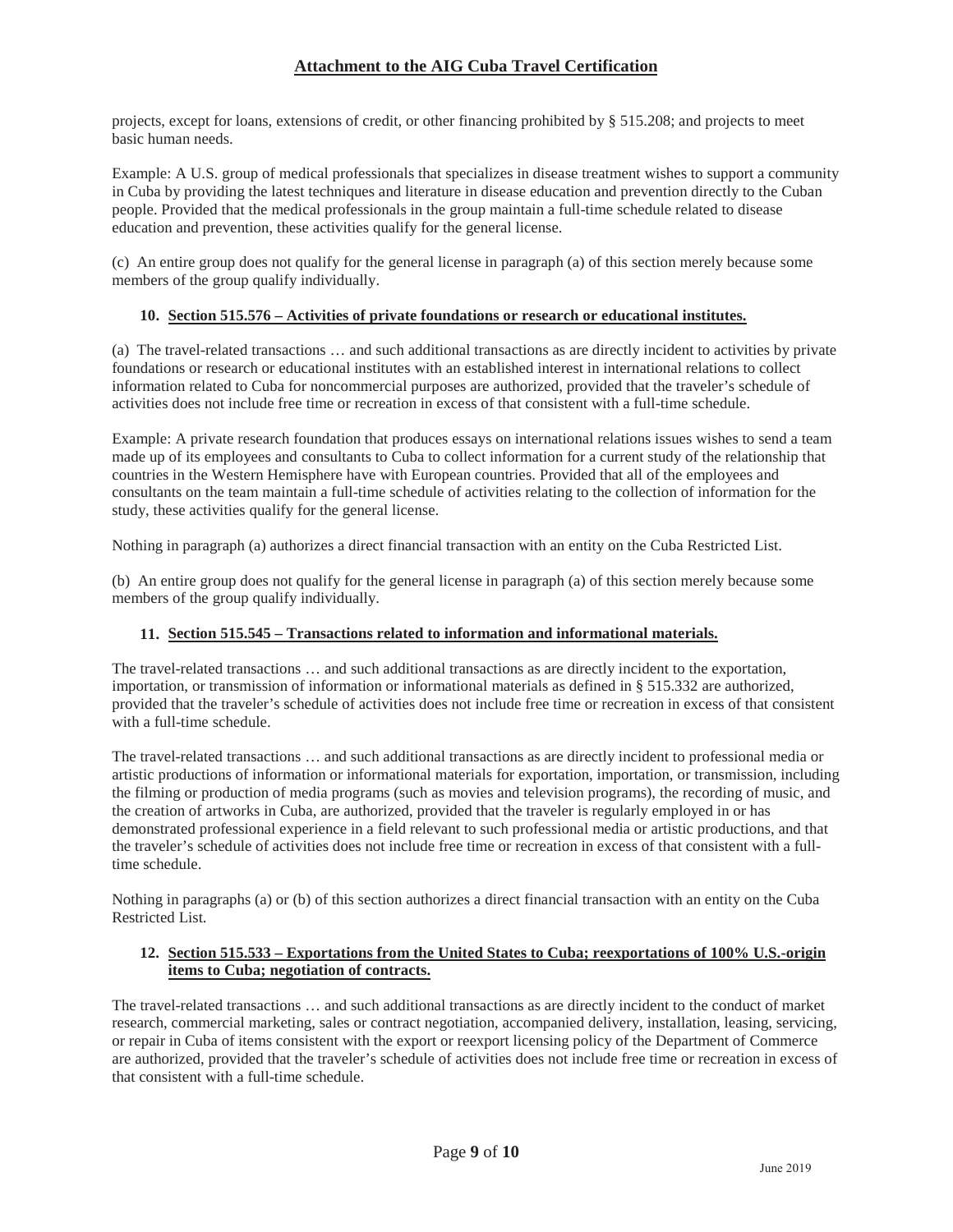projects, except for loans, extensions of credit, or other financing prohibited by § 515.208; and projects to meet basic human needs.

Example: A U.S. group of medical professionals that specializes in disease treatment wishes to support a community in Cuba by providing the latest techniques and literature in disease education and prevention directly to the Cuban people. Provided that the medical professionals in the group maintain a full-time schedule related to disease education and prevention, these activities qualify for the general license.

(c) An entire group does not qualify for the general license in paragraph (a) of this section merely because some members of the group qualify individually.

### 10. Section 515.576 – Activities of private foundations or research or educational institutes.

(a) The travel-related transactions … and such additional transactions as are directly incident to activities by private foundations or research or educational institutes with an established interest in international relations to collect information related to Cuba for noncommercial purposes are authorized, provided that the traveler's schedule of activities does not include free time or recreation in excess of that consistent with a full-time schedule.

Example: A private research foundation that produces essays on international relations issues wishes to send a team made up of its employees and consultants to Cuba to collect information for a current study of the relationship that countries in the Western Hemisphere have with European countries. Provided that all of the employees and consultants on the team maintain a full-time schedule of activities relating to the collection of information for the study, these activities qualify for the general license.

Nothing in paragraph (a) authorizes a direct financial transaction with an entity on the Cuba Restricted List.

(b) An entire group does not qualify for the general license in paragraph (a) of this section merely because some members of the group qualify individually.

### 11. Section 515.545 – Transactions related to information and informational materials.

The travel-related transactions … and such additional transactions as are directly incident to the exportation, importation, or transmission of information or informational materials as defined in § 515.332 are authorized, provided that the traveler's schedule of activities does not include free time or recreation in excess of that consistent with a full-time schedule.

The travel-related transactions … and such additional transactions as are directly incident to professional media or artistic productions of information or informational materials for exportation, importation, or transmission, including the filming or production of media programs (such as movies and television programs), the recording of music, and the creation of artworks in Cuba, are authorized, provided that the traveler is regularly employed in or has demonstrated professional experience in a field relevant to such professional media or artistic productions, and that the traveler's schedule of activities does not include free time or recreation in excess of that consistent with a full-time schedule.

Nothing in paragraphs (a) or (b) of this section authorizes a direct financial transaction with an entity on the Cuba Restricted List.

### 12. Section 515.533 – Exportations from the United States to Cuba; reexportations of 100% U.S.-origin items to Cuba; negotiation of contracts.

The travel-related transactions … and such additional transactions as are directly incident to the conduct of market research, commercial marketing, sales or contract negotiation, accompanied delivery, installation, leasing, servicing, or repair in Cuba of items consistent with the export or reexport licensing policy of the Department of Commerce are authorized, provided that the traveler's schedule of activities does not include free time or recreation in excess of that consistent with a full-time schedule.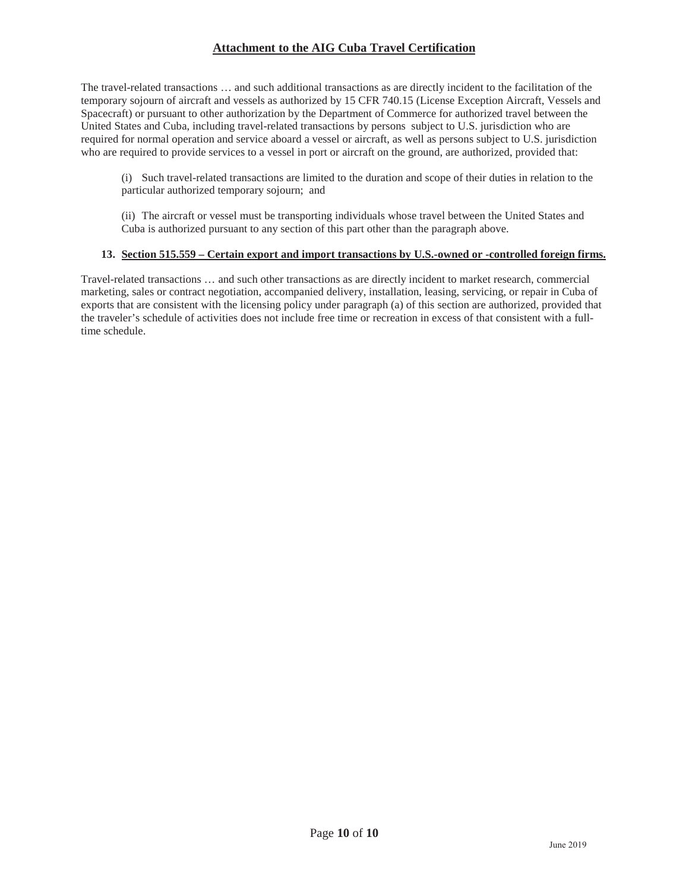The travel-related transactions … and such additional transactions as are directly incident to the facilitation of the temporary sojourn of aircraft and vessels as authorized by 15 CFR 740.15 (License Exception Aircraft, Vessels and Spacecraft) or pursuant to other authorization by the Department of Commerce for authorized travel between the United States and Cuba, including travel-related transactions by persons subject to U.S. jurisdiction who are required for normal operation and service aboard a vessel or aircraft, as well as persons subject to U.S. jurisdiction who are required to provide services to a vessel in port or aircraft on the ground, are authorized, provided that:

(i) Such travel-related transactions are limited to the duration and scope of their duties in relation to the particular authorized temporary sojourn; and

(ii) The aircraft or vessel must be transporting individuals whose travel between the United States and Cuba is authorized pursuant to any section of this part other than the paragraph above.

**13. Section 515.559 – Certain export and import transactions by U.S.-owned or -controlled foreign firms.**

Travel-related transactions … and such other transactions as are directly incident to market research, commercial marketing, sales or contract negotiation, accompanied delivery, installation, leasing, servicing, or repair in Cuba of exports that are consistent with the licensing policy under paragraph (a) of this section are authorized, provided that the traveler's schedule of activities does not include free time or recreation in excess of that consistent with a full-time schedule.